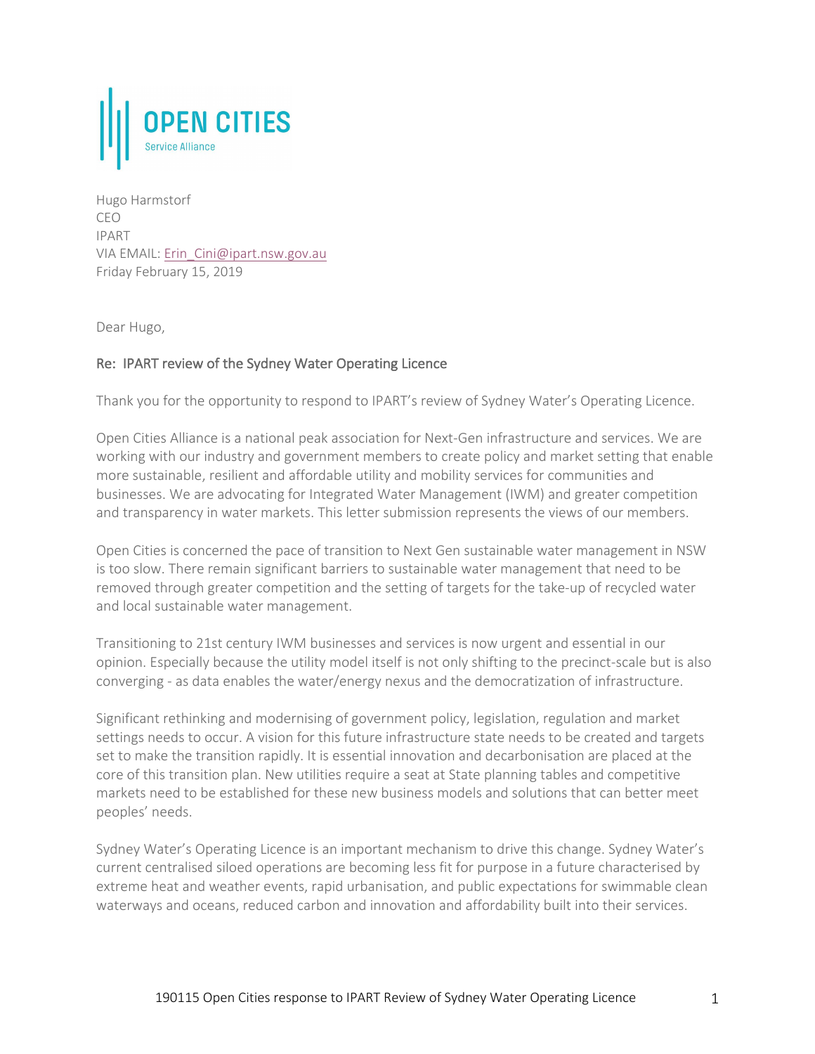OPEN CITIES
Service Alliance

Hugo Harmstorf
CEO
IPART
VIA EMAIL: Erin_Cini@ipart.nsw.gov.au
Friday February 15, 2019

Dear Hugo,

**Re: IPART review of the Sydney Water Operating Licence**

Thank you for the opportunity to respond to IPART's review of Sydney Water's Operating Licence.

Open Cities Alliance is a national peak association for Next-Gen infrastructure and services. We are working with our industry and government members to create policy and market setting that enable more sustainable, resilient and affordable utility and mobility services for communities and businesses. We are advocating for Integrated Water Management (IWM) and greater competition and transparency in water markets. This letter submission represents the views of our members.

Open Cities is concerned the pace of transition to Next Gen sustainable water management in NSW is too slow. There remain significant barriers to sustainable water management that need to be removed through greater competition and the setting of targets for the take-up of recycled water and local sustainable water management.

Transitioning to 21st century IWM businesses and services is now urgent and essential in our opinion. Especially because the utility model itself is not only shifting to the precinct-scale but is also converging - as data enables the water/energy nexus and the democratization of infrastructure.

Significant rethinking and modernising of government policy, legislation, regulation and market settings needs to occur. A vision for this future infrastructure state needs to be created and targets set to make the transition rapidly. It is essential innovation and decarbonisation are placed at the core of this transition plan. New utilities require a seat at State planning tables and competitive markets need to be established for these new business models and solutions that can better meet peoples' needs.

Sydney Water's Operating Licence is an important mechanism to drive this change. Sydney Water's current centralised siloed operations are becoming less fit for purpose in a future characterised by extreme heat and weather events, rapid urbanisation, and public expectations for swimmable clean waterways and oceans, reduced carbon and innovation and affordability built into their services.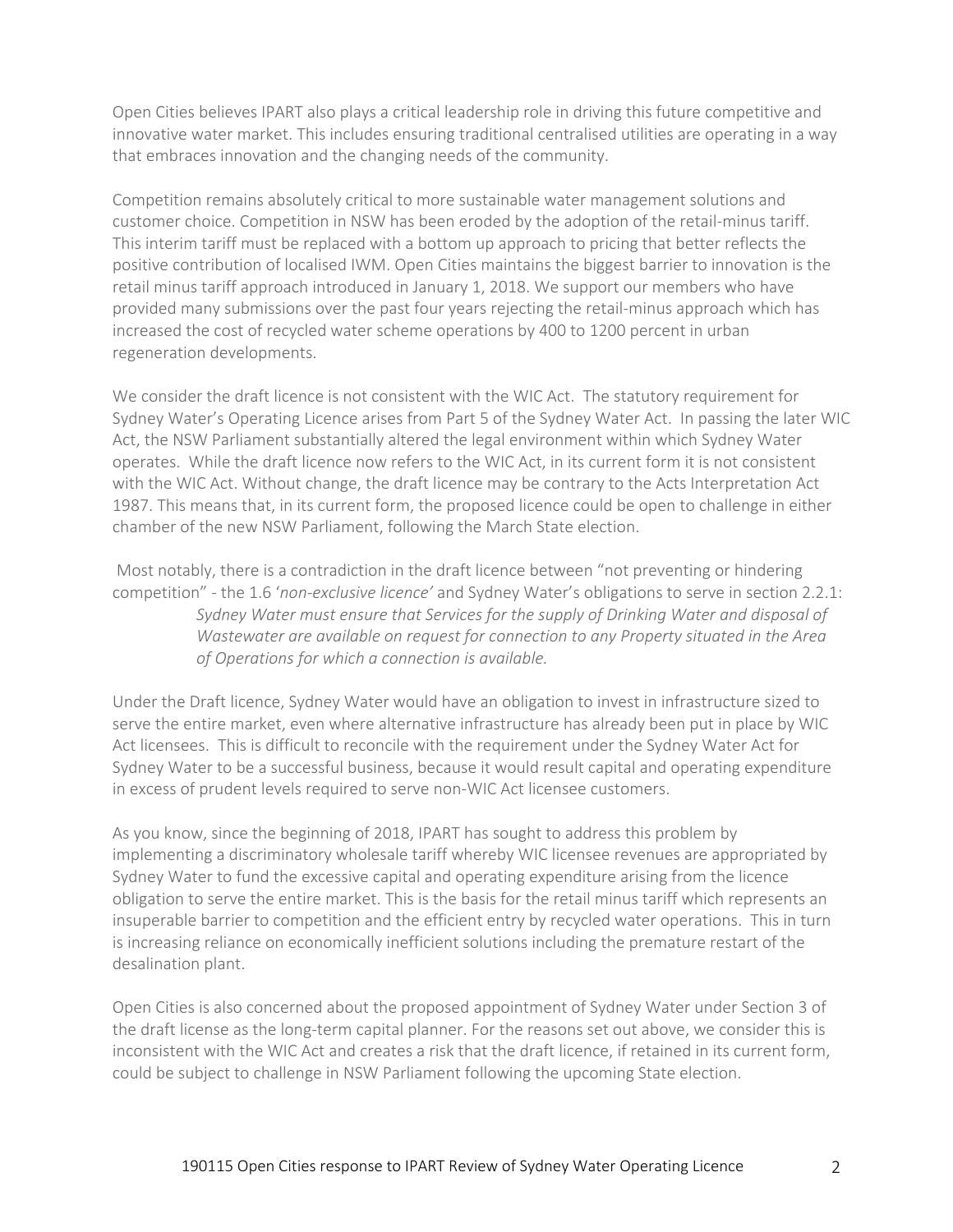Open Cities believes IPART also plays a critical leadership role in driving this future competitive and innovative water market. This includes ensuring traditional centralised utilities are operating in a way that embraces innovation and the changing needs of the community.

Competition remains absolutely critical to more sustainable water management solutions and customer choice. Competition in NSW has been eroded by the adoption of the retail-minus tariff. This interim tariff must be replaced with a bottom up approach to pricing that better reflects the positive contribution of localised IWM. Open Cities maintains the biggest barrier to innovation is the retail minus tariff approach introduced in January 1, 2018. We support our members who have provided many submissions over the past four years rejecting the retail-minus approach which has increased the cost of recycled water scheme operations by 400 to 1200 percent in urban regeneration developments.

We consider the draft licence is not consistent with the WIC Act. The statutory requirement for Sydney Water's Operating Licence arises from Part 5 of the Sydney Water Act. In passing the later WIC Act, the NSW Parliament substantially altered the legal environment within which Sydney Water operates. While the draft licence now refers to the WIC Act, in its current form it is not consistent with the WIC Act. Without change, the draft licence may be contrary to the Acts Interpretation Act 1987. This means that, in its current form, the proposed licence could be open to challenge in either chamber of the new NSW Parliament, following the March State election.

Most notably, there is a contradiction in the draft licence between "not preventing or hindering competition" - the 1.6 '*non-exclusive licence*' and Sydney Water's obligations to serve in section 2.2.1:

> *Sydney Water must ensure that Services for the supply of Drinking Water and disposal of Wastewater are available on request for connection to any Property situated in the Area of Operations for which a connection is available.*

Under the Draft licence, Sydney Water would have an obligation to invest in infrastructure sized to serve the entire market, even where alternative infrastructure has already been put in place by WIC Act licensees. This is difficult to reconcile with the requirement under the Sydney Water Act for Sydney Water to be a successful business, because it would result capital and operating expenditure in excess of prudent levels required to serve non-WIC Act licensee customers.

As you know, since the beginning of 2018, IPART has sought to address this problem by implementing a discriminatory wholesale tariff whereby WIC licensee revenues are appropriated by Sydney Water to fund the excessive capital and operating expenditure arising from the licence obligation to serve the entire market. This is the basis for the retail minus tariff which represents an insuperable barrier to competition and the efficient entry by recycled water operations. This in turn is increasing reliance on economically inefficient solutions including the premature restart of the desalination plant.

Open Cities is also concerned about the proposed appointment of Sydney Water under Section 3 of the draft license as the long-term capital planner. For the reasons set out above, we consider this is inconsistent with the WIC Act and creates a risk that the draft licence, if retained in its current form, could be subject to challenge in NSW Parliament following the upcoming State election.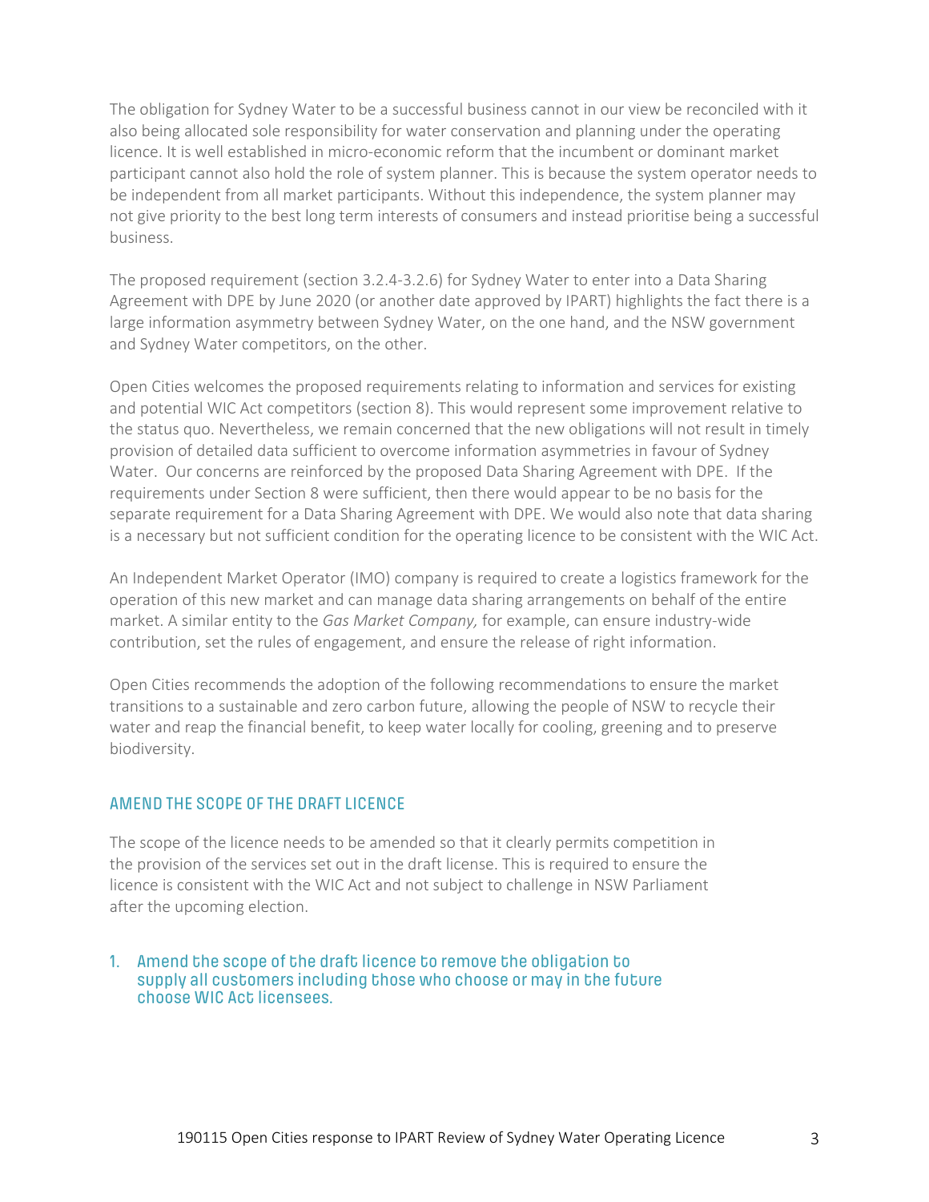The obligation for Sydney Water to be a successful business cannot in our view be reconciled with it also being allocated sole responsibility for water conservation and planning under the operating licence. It is well established in micro-economic reform that the incumbent or dominant market participant cannot also hold the role of system planner. This is because the system operator needs to be independent from all market participants. Without this independence, the system planner may not give priority to the best long term interests of consumers and instead prioritise being a successful business.

The proposed requirement (section 3.2.4-3.2.6) for Sydney Water to enter into a Data Sharing Agreement with DPE by June 2020 (or another date approved by IPART) highlights the fact there is a large information asymmetry between Sydney Water, on the one hand, and the NSW government and Sydney Water competitors, on the other.

Open Cities welcomes the proposed requirements relating to information and services for existing and potential WIC Act competitors (section 8). This would represent some improvement relative to the status quo. Nevertheless, we remain concerned that the new obligations will not result in timely provision of detailed data sufficient to overcome information asymmetries in favour of Sydney Water. Our concerns are reinforced by the proposed Data Sharing Agreement with DPE. If the requirements under Section 8 were sufficient, then there would appear to be no basis for the separate requirement for a Data Sharing Agreement with DPE. We would also note that data sharing is a necessary but not sufficient condition for the operating licence to be consistent with the WIC Act.

An Independent Market Operator (IMO) company is required to create a logistics framework for the operation of this new market and can manage data sharing arrangements on behalf of the entire market. A similar entity to the *Gas Market Company,* for example, can ensure industry-wide contribution, set the rules of engagement, and ensure the release of right information.

Open Cities recommends the adoption of the following recommendations to ensure the market transitions to a sustainable and zero carbon future, allowing the people of NSW to recycle their water and reap the financial benefit, to keep water locally for cooling, greening and to preserve biodiversity.

## AMEND THE SCOPE OF THE DRAFT LICENCE

The scope of the licence needs to be amended so that it clearly permits competition in the provision of the services set out in the draft license. This is required to ensure the licence is consistent with the WIC Act and not subject to challenge in NSW Parliament after the upcoming election.

### 1. Amend the scope of the draft licence to remove the obligation to supply all customers including those who choose or may in the future choose WIC Act licensees.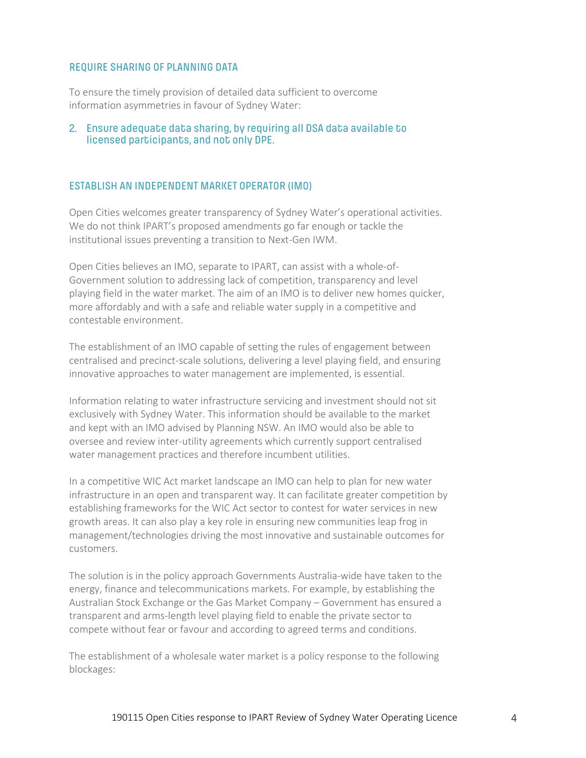### REQUIRE SHARING OF PLANNING DATA

To ensure the timely provision of detailed data sufficient to overcome information asymmetries in favour of Sydney Water:

2. **Ensure adequate data sharing, by requiring all DSA data available to licensed participants, and not only DPE.**

### ESTABLISH AN INDEPENDENT MARKET OPERATOR (IMO)

Open Cities welcomes greater transparency of Sydney Water's operational activities. We do not think IPART's proposed amendments go far enough or tackle the institutional issues preventing a transition to Next-Gen IWM.

Open Cities believes an IMO, separate to IPART, can assist with a whole-of-Government solution to addressing lack of competition, transparency and level playing field in the water market. The aim of an IMO is to deliver new homes quicker, more affordably and with a safe and reliable water supply in a competitive and contestable environment.

The establishment of an IMO capable of setting the rules of engagement between centralised and precinct-scale solutions, delivering a level playing field, and ensuring innovative approaches to water management are implemented, is essential.

Information relating to water infrastructure servicing and investment should not sit exclusively with Sydney Water. This information should be available to the market and kept with an IMO advised by Planning NSW. An IMO would also be able to oversee and review inter-utility agreements which currently support centralised water management practices and therefore incumbent utilities.

In a competitive WIC Act market landscape an IMO can help to plan for new water infrastructure in an open and transparent way. It can facilitate greater competition by establishing frameworks for the WIC Act sector to contest for water services in new growth areas. It can also play a key role in ensuring new communities leap frog in management/technologies driving the most innovative and sustainable outcomes for customers.

The solution is in the policy approach Governments Australia-wide have taken to the energy, finance and telecommunications markets. For example, by establishing the Australian Stock Exchange or the Gas Market Company – Government has ensured a transparent and arms-length level playing field to enable the private sector to compete without fear or favour and according to agreed terms and conditions.

The establishment of a wholesale water market is a policy response to the following blockages: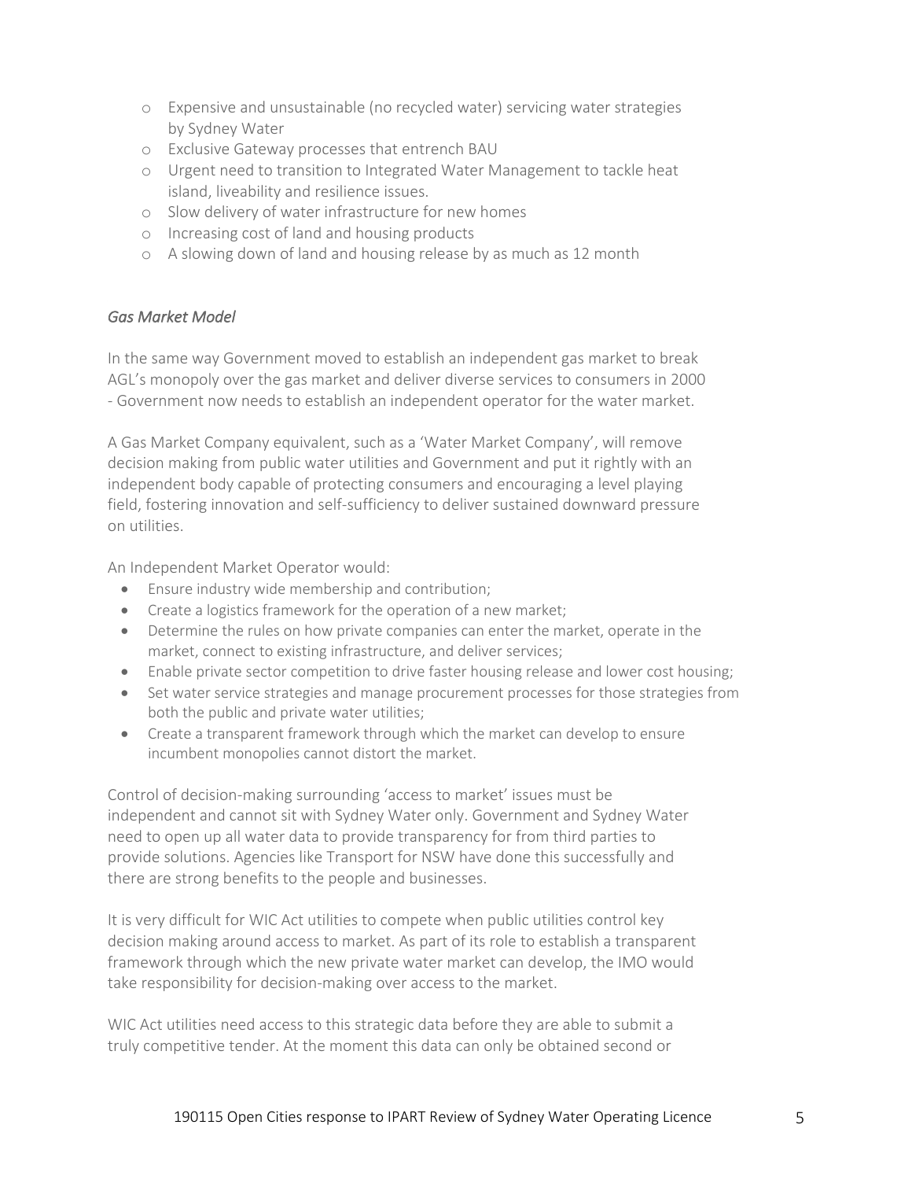- Expensive and unsustainable (no recycled water) servicing water strategies by Sydney Water
- Exclusive Gateway processes that entrench BAU
- Urgent need to transition to Integrated Water Management to tackle heat island, liveability and resilience issues.
- Slow delivery of water infrastructure for new homes
- Increasing cost of land and housing products
- A slowing down of land and housing release by as much as 12 month

### *Gas Market Model*

In the same way Government moved to establish an independent gas market to break AGL's monopoly over the gas market and deliver diverse services to consumers in 2000 - Government now needs to establish an independent operator for the water market.

A Gas Market Company equivalent, such as a 'Water Market Company', will remove decision making from public water utilities and Government and put it rightly with an independent body capable of protecting consumers and encouraging a level playing field, fostering innovation and self-sufficiency to deliver sustained downward pressure on utilities.

An Independent Market Operator would:

- Ensure industry wide membership and contribution;
- Create a logistics framework for the operation of a new market;
- Determine the rules on how private companies can enter the market, operate in the market, connect to existing infrastructure, and deliver services;
- Enable private sector competition to drive faster housing release and lower cost housing;
- Set water service strategies and manage procurement processes for those strategies from both the public and private water utilities;
- Create a transparent framework through which the market can develop to ensure incumbent monopolies cannot distort the market.

Control of decision-making surrounding 'access to market' issues must be independent and cannot sit with Sydney Water only. Government and Sydney Water need to open up all water data to provide transparency for from third parties to provide solutions. Agencies like Transport for NSW have done this successfully and there are strong benefits to the people and businesses.

It is very difficult for WIC Act utilities to compete when public utilities control key decision making around access to market. As part of its role to establish a transparent framework through which the new private water market can develop, the IMO would take responsibility for decision-making over access to the market.

WIC Act utilities need access to this strategic data before they are able to submit a truly competitive tender. At the moment this data can only be obtained second or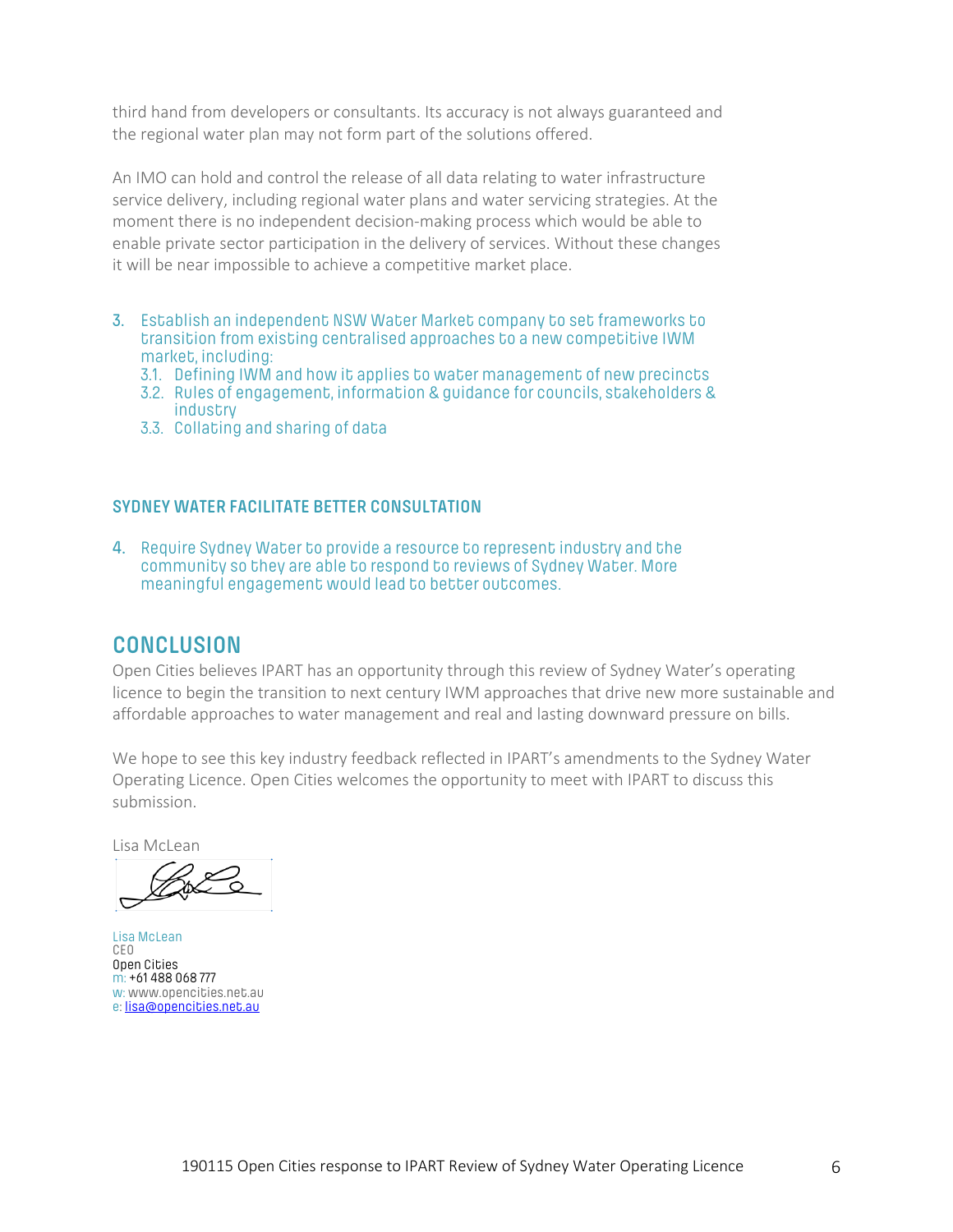third hand from developers or consultants. Its accuracy is not always guaranteed and the regional water plan may not form part of the solutions offered.

An IMO can hold and control the release of all data relating to water infrastructure service delivery, including regional water plans and water servicing strategies. At the moment there is no independent decision-making process which would be able to enable private sector participation in the delivery of services. Without these changes it will be near impossible to achieve a competitive market place.

3. Establish an independent NSW Water Market company to set frameworks to transition from existing centralised approaches to a new competitive IWM market, including:
   3.1. Defining IWM and how it applies to water management of new precincts
   3.2. Rules of engagement, information & guidance for councils, stakeholders & industry
   3.3. Collating and sharing of data

### SYDNEY WATER FACILITATE BETTER CONSULTATION

4. Require Sydney Water to provide a resource to represent industry and the community so they are able to respond to reviews of Sydney Water. More meaningful engagement would lead to better outcomes.

## CONCLUSION

Open Cities believes IPART has an opportunity through this review of Sydney Water's operating licence to begin the transition to next century IWM approaches that drive new more sustainable and affordable approaches to water management and real and lasting downward pressure on bills.

We hope to see this key industry feedback reflected in IPART's amendments to the Sydney Water Operating Licence. Open Cities welcomes the opportunity to meet with IPART to discuss this submission.

Lisa McLean

Lisa McLean
CEO
Open Cities
m: +61 488 068 777
w: www.opencities.net.au
e: lisa@opencities.net.au